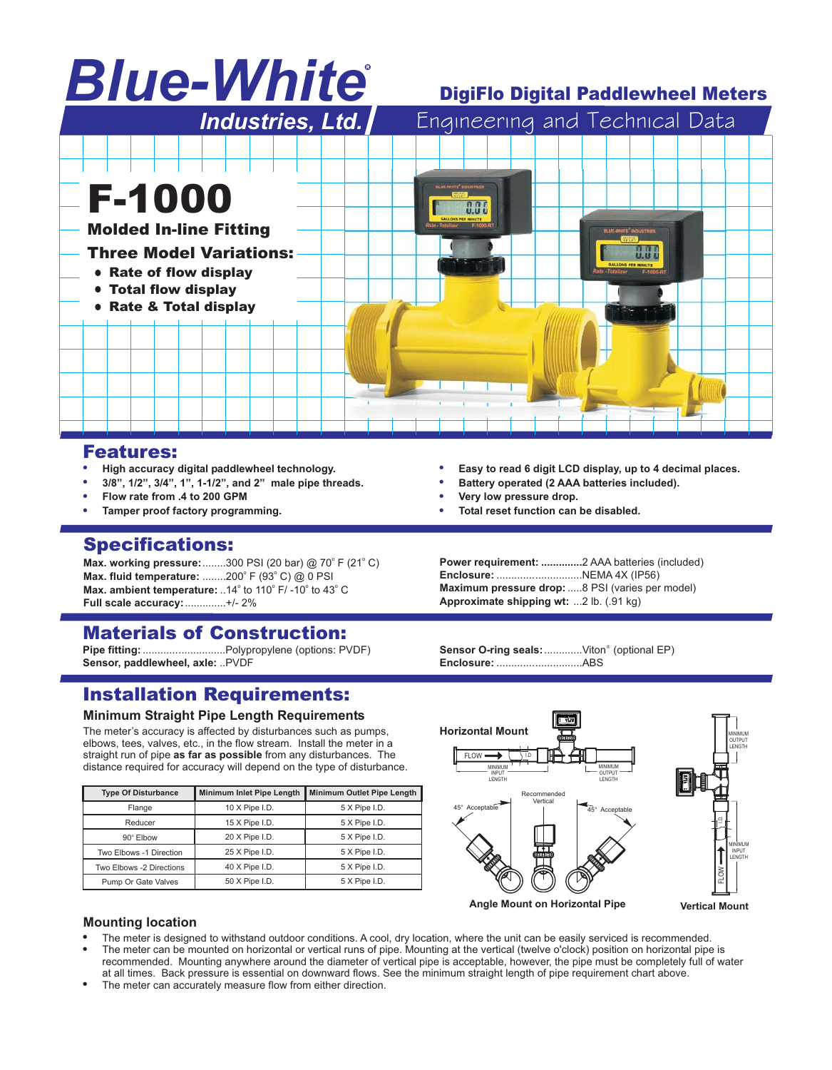# Blue-White® Industries, Ltd.

## DigiFlo Digital Paddlewheel Meters

Engineering and Technical Data

# F-1000

**Molded In-line Fitting**

**Three Model Variations:**

- **Rate of flow display**
- **Total flow display**
- **Rate & Total display**

## Features:

- **High accuracy digital paddlewheel technology.**
- **3/8", 1/2", 3/4", 1", 1-1/2", and 2" male pipe threads.**
- **Flow rate from .4 to 200 GPM**
- **Tamper proof factory programming.**
- **Easy to read 6 digit LCD display, up to 4 decimal places.**
- **Battery operated (2 AAA batteries included).**
- **Very low pressure drop.**
- **Total reset function can be disabled.**

## Specifications:

**Max. working pressure:**........300 PSI (20 bar) @ 70° F (21° C)
**Max. fluid temperature:** ........200° F (93° C) @ 0 PSI
**Max. ambient temperature:** ..14° to 110° F/ -10° to 43° C
**Full scale accuracy:**..............+/- 2%

**Power requirement:** ..............2 AAA batteries (included)
**Enclosure:** .............................NEMA 4X (IP56)
**Maximum pressure drop:** .....8 PSI (varies per model)
**Approximate shipping wt:** ...2 lb. (.91 kg)

## Materials of Construction:

**Pipe fitting:** ............................Polypropylene (options: PVDF)
**Sensor, paddlewheel, axle:** ..PVDF

**Sensor O-ring seals:** .............Viton® (optional EP)
**Enclosure:** .............................ABS

## Installation Requirements:

### Minimum Straight Pipe Length Requirements

The meter's accuracy is affected by disturbances such as pumps, elbows, tees, valves, etc., in the flow stream. Install the meter in a straight run of pipe **as far as possible** from any disturbances. The distance required for accuracy will depend on the type of disturbance.

| Type Of Disturbance | Minimum Inlet Pipe Length | Minimum Outlet Pipe Length |
|---|---|---|
| Flange | 10 X Pipe I.D. | 5 X Pipe I.D. |
| Reducer | 15 X Pipe I.D. | 5 X Pipe I.D. |
| 90° Elbow | 20 X Pipe I.D. | 5 X Pipe I.D. |
| Two Elbows -1 Direction | 25 X Pipe I.D. | 5 X Pipe I.D. |
| Two Elbows -2 Directions | 40 X Pipe I.D. | 5 X Pipe I.D. |
| Pump Or Gate Valves | 50 X Pipe I.D. | 5 X Pipe I.D. |

Horizontal Mount

FLOW — I.D. — MINIMUM INPUT LENGTH — MINIMUM OUTPUT LENGTH

45° Acceptable — Recommended Vertical — 45° Acceptable

Angle Mount on Horizontal Pipe

MINIMUM OUTPUT LENGTH — I.D. — MINIMUM INPUT LENGTH — FLOW

Vertical Mount

### Mounting location

- The meter is designed to withstand outdoor conditions. A cool, dry location, where the unit can be easily serviced is recommended.
- The meter can be mounted on horizontal or vertical runs of pipe. Mounting at the vertical (twelve o'clock) position on horizontal pipe is recommended. Mounting anywhere around the diameter of vertical pipe is acceptable, however, the pipe must be completely full of water at all times. Back pressure is essential on downward flows. See the minimum straight length of pipe requirement chart above.
- The meter can accurately measure flow from either direction.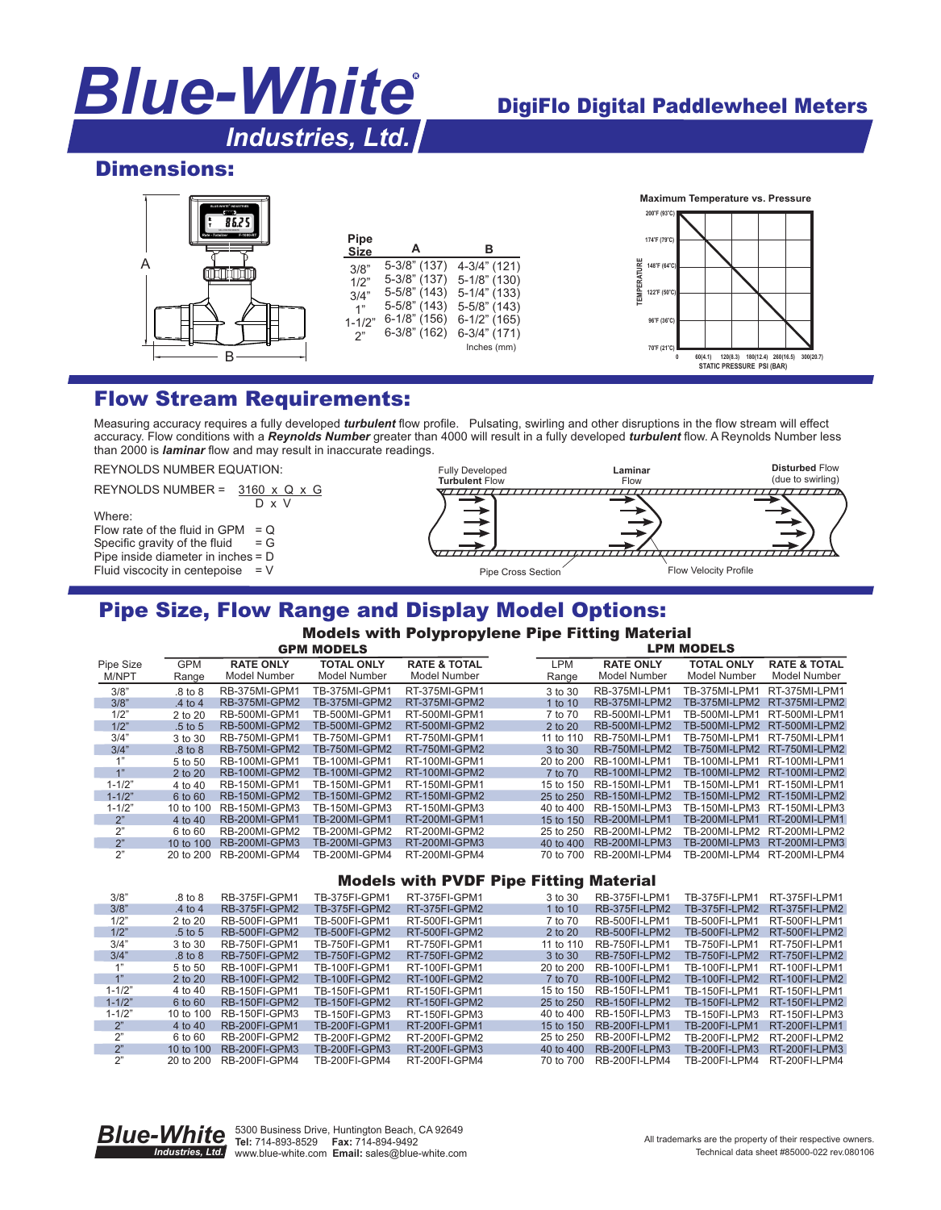# Blue-White Industries, Ltd.

## DigiFlo Digital Paddlewheel Meters

## Dimensions:

A

B

| Pipe Size | A | B |
|---|---|---|
| 3/8" | 5-3/8" (137) | 4-3/4" (121) |
| 1/2" | 5-3/8" (137) | 5-1/8" (130) |
| 3/4" | 5-5/8" (143) | 5-1/4" (133) |
| 1" | 5-5/8" (143) | 5-5/8" (143) |
| 1-1/2" | 6-1/8" (156) | 6-1/2" (165) |
| 2" | 6-3/8" (162) | 6-3/4" (171) |

Inches (mm)

Maximum Temperature vs. Pressure

TEMPERATURE

200°F (93°C)
174°F (79°C)
148°F (64°C)
122°F (50°C)
96°F (36°C)
70°F (21°C)

0
60(4.1)
120(8.3)
180(12.4)
240(16.5)
300(20.7)

STATIC PRESSURE PSI (BAR)

## Flow Stream Requirements:

Measuring accuracy requires a fully developed ***turbulent*** flow profile. Pulsating, swirling and other disruptions in the flow stream will effect accuracy. Flow conditions with a ***Reynolds Number*** greater than 4000 will result in a fully developed ***turbulent*** flow. A Reynolds Number less than 2000 is ***laminar*** flow and may result in inaccurate readings.

REYNOLDS NUMBER EQUATION:

$$\text{REYNOLDS NUMBER} = \frac{3160 \times Q \times G}{D \times V}$$

Where:

- Flow rate of the fluid in GPM = Q
- Specific gravity of the fluid = G
- Pipe inside diameter in inches = D
- Fluid viscosity in centepoise = V

Fully Developed **Turbulent** Flow

**Laminar** Flow

**Disturbed** Flow (due to swirling)

Pipe Cross Section

Flow Velocity Profile

## Pipe Size, Flow Range and Display Model Options:

### Models with Polypropylene Pipe Fitting Material

| Pipe Size M/NPT | GPM MODELS: GPM Range | GPM MODELS: RATE ONLY Model Number | GPM MODELS: TOTAL ONLY Model Number | GPM MODELS: RATE & TOTAL Model Number | LPM MODELS: LPM Range | LPM MODELS: RATE ONLY Model Number | LPM MODELS: TOTAL ONLY Model Number | LPM MODELS: RATE & TOTAL Model Number |
|---|---|---|---|---|---|---|---|---|
| 3/8" | .8 to 8 | RB-375MI-GPM1 | TB-375MI-GPM1 | RT-375MI-GPM1 | 3 to 30 | RB-375MI-LPM1 | TB-375MI-LPM1 | RT-375MI-LPM1 |
| 3/8" | .4 to 4 | RB-375MI-GPM2 | TB-375MI-GPM2 | RT-375MI-GPM2 | 1 to 10 | RB-375MI-LPM2 | TB-375MI-LPM2 | RT-375MI-LPM2 |
| 1/2" | 2 to 20 | RB-500MI-GPM1 | TB-500MI-GPM1 | RT-500MI-GPM1 | 7 to 70 | RB-500MI-LPM1 | TB-500MI-LPM1 | RT-500MI-LPM1 |
| 1/2" | .5 to 5 | RB-500MI-GPM2 | TB-500MI-GPM2 | RT-500MI-GPM2 | 2 to 20 | RB-500MI-LPM2 | TB-500MI-LPM2 | RT-500MI-LPM2 |
| 3/4" | 3 to 30 | RB-750MI-GPM1 | TB-750MI-GPM1 | RT-750MI-GPM1 | 11 to 110 | RB-750MI-LPM1 | TB-750MI-LPM1 | RT-750MI-LPM1 |
| 3/4" | .8 to 8 | RB-750MI-GPM2 | TB-750MI-GPM2 | RT-750MI-GPM2 | 3 to 30 | RB-750MI-LPM2 | TB-750MI-LPM2 | RT-750MI-LPM2 |
| 1" | 5 to 50 | RB-100MI-GPM1 | TB-100MI-GPM1 | RT-100MI-GPM1 | 20 to 200 | RB-100MI-LPM1 | TB-100MI-LPM1 | RT-100MI-LPM1 |
| 1" | 2 to 20 | RB-100MI-GPM2 | TB-100MI-GPM2 | RT-100MI-GPM2 | 7 to 70 | RB-100MI-LPM2 | TB-100MI-LPM2 | RT-100MI-LPM2 |
| 1-1/2" | 4 to 40 | RB-150MI-GPM1 | TB-150MI-GPM1 | RT-150MI-GPM1 | 15 to 150 | RB-150MI-LPM1 | TB-150MI-LPM1 | RT-150MI-LPM1 |
| 1-1/2" | 6 to 60 | RB-150MI-GPM2 | TB-150MI-GPM2 | RT-150MI-GPM2 | 25 to 250 | RB-150MI-LPM2 | TB-150MI-LPM2 | RT-150MI-LPM2 |
| 1-1/2" | 10 to 100 | RB-150MI-GPM3 | TB-150MI-GPM3 | RT-150MI-GPM3 | 40 to 400 | RB-150MI-LPM3 | TB-150MI-LPM3 | RT-150MI-LPM3 |
| 2" | 4 to 40 | RB-200MI-GPM1 | TB-200MI-GPM1 | RT-200MI-GPM1 | 15 to 150 | RB-200MI-LPM1 | TB-200MI-LPM1 | RT-200MI-LPM1 |
| 2" | 6 to 60 | RB-200MI-GPM2 | TB-200MI-GPM2 | RT-200MI-GPM2 | 25 to 250 | RB-200MI-LPM2 | TB-200MI-LPM2 | RT-200MI-LPM2 |
| 2" | 10 to 100 | RB-200MI-GPM3 | TB-200MI-GPM3 | RT-200MI-GPM3 | 40 to 400 | RB-200MI-LPM3 | TB-200MI-LPM3 | RT-200MI-LPM3 |
| 2" | 20 to 200 | RB-200MI-GPM4 | TB-200MI-GPM4 | RT-200MI-GPM4 | 70 to 700 | RB-200MI-LPM4 | TB-200MI-LPM4 | RT-200MI-LPM4 |

### Models with PVDF Pipe Fitting Material

| Pipe Size M/NPT | GPM Range | RATE ONLY Model Number | TOTAL ONLY Model Number | RATE & TOTAL Model Number | LPM Range | RATE ONLY Model Number | TOTAL ONLY Model Number | RATE & TOTAL Model Number |
|---|---|---|---|---|---|---|---|---|
| 3/8" | .8 to 8 | RB-375FI-GPM1 | TB-375FI-GPM1 | RT-375FI-GPM1 | 3 to 30 | RB-375FI-LPM1 | TB-375FI-LPM1 | RT-375FI-LPM1 |
| 3/8" | .4 to 4 | RB-375FI-GPM2 | TB-375FI-GPM2 | RT-375FI-GPM2 | 1 to 10 | RB-375FI-LPM2 | TB-375FI-LPM2 | RT-375FI-LPM2 |
| 1/2" | 2 to 20 | RB-500FI-GPM1 | TB-500FI-GPM1 | RT-500FI-GPM1 | 7 to 70 | RB-500FI-LPM1 | TB-500FI-LPM1 | RT-500FI-LPM1 |
| 1/2" | .5 to 5 | RB-500FI-GPM2 | TB-500FI-GPM2 | RT-500FI-GPM2 | 2 to 20 | RB-500FI-LPM2 | TB-500FI-LPM2 | RT-500FI-LPM2 |
| 3/4" | 3 to 30 | RB-750FI-GPM1 | TB-750FI-GPM1 | RT-750FI-GPM1 | 11 to 110 | RB-750FI-LPM1 | TB-750FI-LPM1 | RT-750FI-LPM1 |
| 3/4" | .8 to 8 | RB-750FI-GPM2 | TB-750FI-GPM2 | RT-750FI-GPM2 | 3 to 30 | RB-750FI-LPM2 | TB-750FI-LPM2 | RT-750FI-LPM2 |
| 1" | 5 to 50 | RB-100FI-GPM1 | TB-100FI-GPM1 | RT-100FI-GPM1 | 20 to 200 | RB-100FI-LPM1 | TB-100FI-LPM1 | RT-100FI-LPM1 |
| 1" | 2 to 20 | RB-100FI-GPM2 | TB-100FI-GPM2 | RT-100FI-GPM2 | 7 to 70 | RB-100FI-LPM2 | TB-100FI-LPM2 | RT-100FI-LPM2 |
| 1-1/2" | 4 to 40 | RB-150FI-GPM1 | TB-150FI-GPM1 | RT-150FI-GPM1 | 15 to 150 | RB-150FI-LPM1 | TB-150FI-LPM1 | RT-150FI-LPM1 |
| 1-1/2" | 6 to 60 | RB-150FI-GPM2 | TB-150FI-GPM2 | RT-150FI-GPM2 | 25 to 250 | RB-150FI-LPM2 | TB-150FI-LPM2 | RT-150FI-LPM2 |
| 1-1/2" | 10 to 100 | RB-150FI-GPM3 | TB-150FI-GPM3 | RT-150FI-GPM3 | 40 to 400 | RB-150FI-LPM3 | TB-150FI-LPM3 | RT-150FI-LPM3 |
| 2" | 4 to 40 | RB-200FI-GPM1 | TB-200FI-GPM1 | RT-200FI-GPM1 | 15 to 150 | RB-200FI-LPM1 | TB-200FI-LPM1 | RT-200FI-LPM1 |
| 2" | 6 to 60 | RB-200FI-GPM2 | TB-200FI-GPM2 | RT-200FI-GPM2 | 25 to 250 | RB-200FI-LPM2 | TB-200FI-LPM2 | RT-200FI-LPM2 |
| 2" | 10 to 100 | RB-200FI-GPM3 | TB-200FI-GPM3 | RT-200FI-GPM3 | 40 to 400 | RB-200FI-LPM3 | TB-200FI-LPM3 | RT-200FI-LPM3 |
| 2" | 20 to 200 | RB-200FI-GPM4 | TB-200FI-GPM4 | RT-200FI-GPM4 | 70 to 700 | RB-200FI-LPM4 | TB-200FI-LPM4 | RT-200FI-LPM4 |

Blue-White Industries, Ltd.
5300 Business Drive, Huntington Beach, CA 92649
**Tel:** 714-893-8529 **Fax:** 714-894-9492
www.blue-white.com **Email:** sales@blue-white.com

All trademarks are the property of their respective owners.
Technical data sheet #85000-022 rev.080106